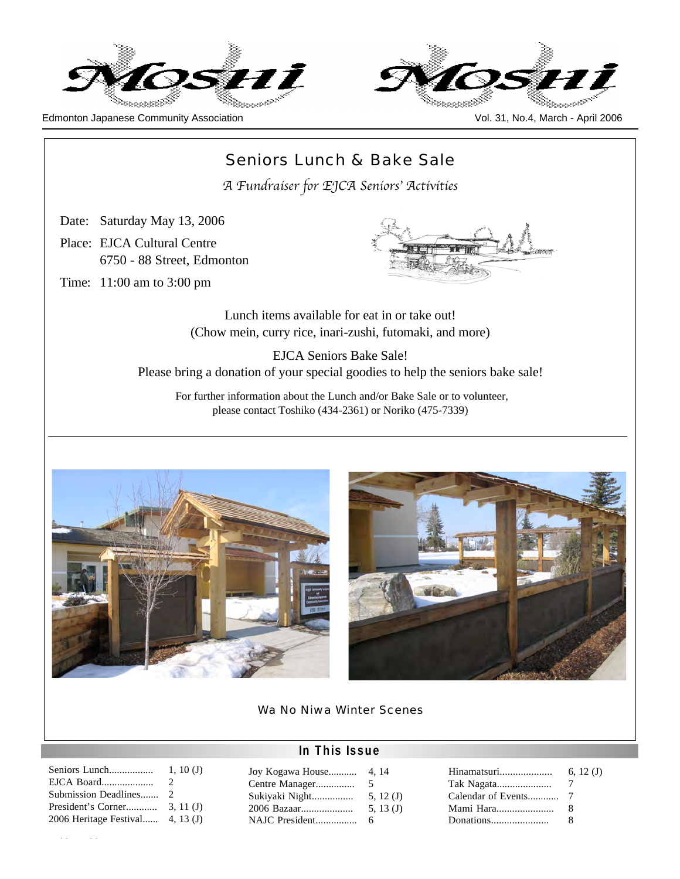# Moshi

Edmonton Japanese Community Association

Vol. 31, No.4, March - April 2006

## Seniors Lunch & Bake Sale

*A Fundraiser for EJCA Seniors' Activities*

Date: Saturday May 13, 2006

Place: EJCA Cultural Centre
6750 - 88 Street, Edmonton

Time: 11:00 am to 3:00 pm

Lunch items available for eat in or take out!
(Chow mein, curry rice, inari-zushi, futomaki, and more)

EJCA Seniors Bake Sale!
Please bring a donation of your special goodies to help the seniors bake sale!

For further information about the Lunch and/or Bake Sale or to volunteer, please contact Toshiko (434-2361) or Noriko (475-7339)

Wa No Niwa Winter Scenes

## In This Issue

| | | | | | |
|---|---|---|---|---|---|
| Seniors Lunch | 1, 10 (J) | Joy Kogawa House | 4, 14 | Hinamatsuri | 6, 12 (J) |
| EJCA Board | 2 | Centre Manager | 5 | Tak Nagata | 7 |
| Submission Deadlines | 2 | Sukiyaki Night | 5, 12 (J) | Calendar of Events | 7 |
| President's Corner | 3, 11 (J) | 2006 Bazaar | 5, 13 (J) | Mami Hara | 8 |
| 2006 Heritage Festival | 4, 13 (J) | NAJC President | 6 | Donations | 8 |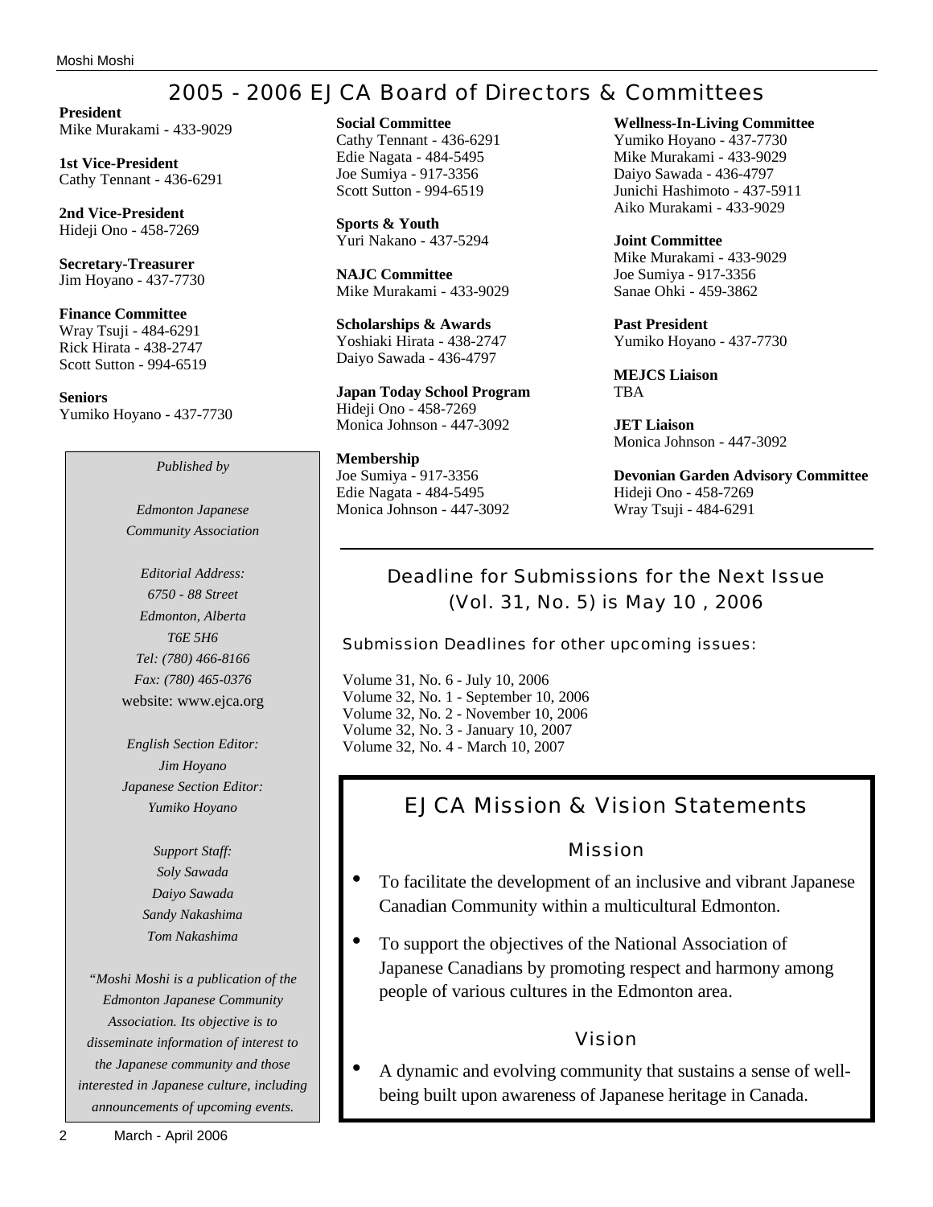# 2005 - 2006 EJCA Board of Directors & Committees

**President**
Mike Murakami - 433-9029

**1st Vice-President**
Cathy Tennant - 436-6291

**2nd Vice-President**
Hideji Ono - 458-7269

**Secretary-Treasurer**
Jim Hoyano - 437-7730

**Finance Committee**
Wray Tsuji - 484-6291
Rick Hirata - 438-2747
Scott Sutton - 994-6519

**Seniors**
Yumiko Hoyano - 437-7730

*Published by*

*Edmonton Japanese Community Association*

*Editorial Address:*
*6750 - 88 Street*
*Edmonton, Alberta*
*T6E 5H6*
*Tel: (780) 466-8166*
*Fax: (780) 465-0376*
website: www.ejca.org

*English Section Editor:*
*Jim Hoyano*
*Japanese Section Editor:*
*Yumiko Hoyano*

*Support Staff:*
*Soly Sawada*
*Daiyo Sawada*
*Sandy Nakashima*
*Tom Nakashima*

*"Moshi Moshi is a publication of the Edmonton Japanese Community Association. Its objective is to disseminate information of interest to the Japanese community and those interested in Japanese culture, including announcements of upcoming events.*

**Social Committee**
Cathy Tennant - 436-6291
Edie Nagata - 484-5495
Joe Sumiya - 917-3356
Scott Sutton - 994-6519

**Sports & Youth**
Yuri Nakano - 437-5294

**NAJC Committee**
Mike Murakami - 433-9029

**Scholarships & Awards**
Yoshiaki Hirata - 438-2747
Daiyo Sawada - 436-4797

**Japan Today School Program**
Hideji Ono - 458-7269
Monica Johnson - 447-3092

**Membership**
Joe Sumiya - 917-3356
Edie Nagata - 484-5495
Monica Johnson - 447-3092

**Wellness-In-Living Committee**
Yumiko Hoyano - 437-7730
Mike Murakami - 433-9029
Daiyo Sawada - 436-4797
Junichi Hashimoto - 437-5911
Aiko Murakami - 433-9029

**Joint Committee**
Mike Murakami - 433-9029
Joe Sumiya - 917-3356
Sanae Ohki - 459-3862

**Past President**
Yumiko Hoyano - 437-7730

**MEJCS Liaison**
TBA

**JET Liaison**
Monica Johnson - 447-3092

**Devonian Garden Advisory Committee**
Hideji Ono - 458-7269
Wray Tsuji - 484-6291

## Deadline for Submissions for the Next Issue (Vol. 31, No. 5) is May 10 , 2006

Submission Deadlines for other upcoming issues:

Volume 31, No. 6 - July 10, 2006
Volume 32, No. 1 - September 10, 2006
Volume 32, No. 2 - November 10, 2006
Volume 32, No. 3 - January 10, 2007
Volume 32, No. 4 - March 10, 2007

## EJCA Mission & Vision Statements

### Mission

- To facilitate the development of an inclusive and vibrant Japanese Canadian Community within a multicultural Edmonton.
- To support the objectives of the National Association of Japanese Canadians by promoting respect and harmony among people of various cultures in the Edmonton area.

### Vision

- A dynamic and evolving community that sustains a sense of well-being built upon awareness of Japanese heritage in Canada.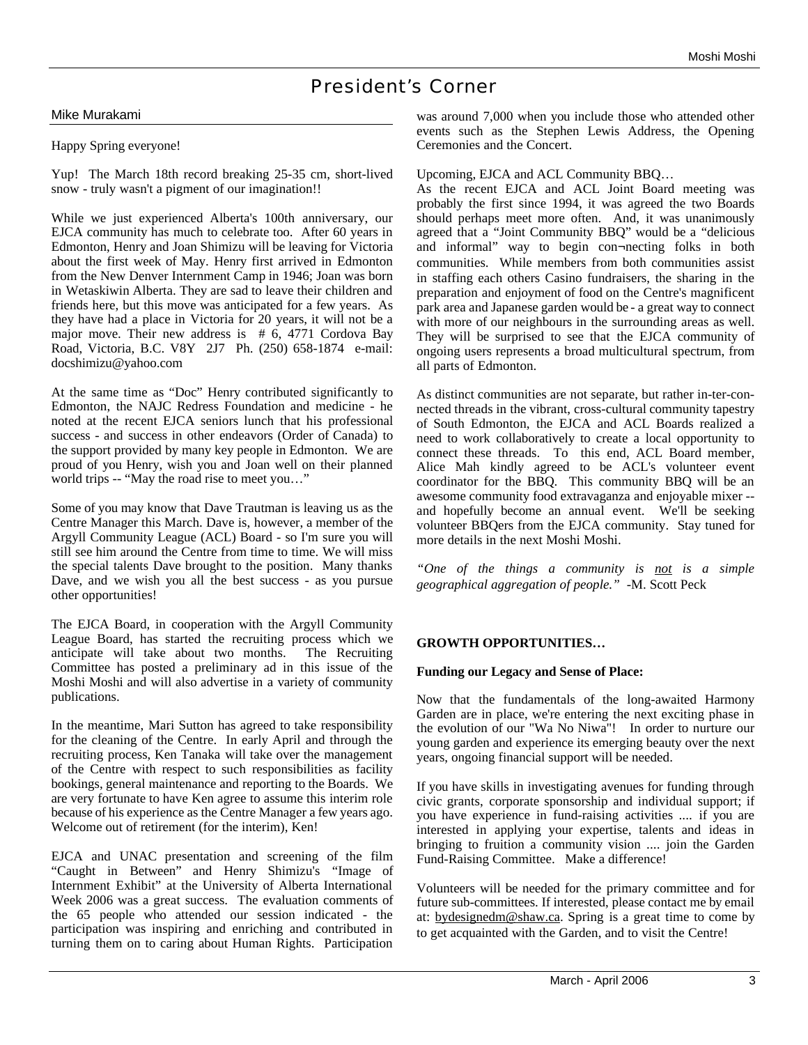# President's Corner

Mike Murakami

Happy Spring everyone!

Yup! The March 18th record breaking 25-35 cm, short-lived snow - truly wasn't a pigment of our imagination!!

While we just experienced Alberta's 100th anniversary, our EJCA community has much to celebrate too. After 60 years in Edmonton, Henry and Joan Shimizu will be leaving for Victoria about the first week of May. Henry first arrived in Edmonton from the New Denver Internment Camp in 1946; Joan was born in Wetaskiwin Alberta. They are sad to leave their children and friends here, but this move was anticipated for a few years. As they have had a place in Victoria for 20 years, it will not be a major move. Their new address is # 6, 4771 Cordova Bay Road, Victoria, B.C. V8Y 2J7 Ph. (250) 658-1874 e-mail: docshimizu@yahoo.com

At the same time as "Doc" Henry contributed significantly to Edmonton, the NAJC Redress Foundation and medicine - he noted at the recent EJCA seniors lunch that his professional success - and success in other endeavors (Order of Canada) to the support provided by many key people in Edmonton. We are proud of you Henry, wish you and Joan well on their planned world trips -- "May the road rise to meet you…"

Some of you may know that Dave Trautman is leaving us as the Centre Manager this March. Dave is, however, a member of the Argyll Community League (ACL) Board - so I'm sure you will still see him around the Centre from time to time. We will miss the special talents Dave brought to the position. Many thanks Dave, and we wish you all the best success - as you pursue other opportunities!

The EJCA Board, in cooperation with the Argyll Community League Board, has started the recruiting process which we anticipate will take about two months. The Recruiting Committee has posted a preliminary ad in this issue of the Moshi Moshi and will also advertise in a variety of community publications.

In the meantime, Mari Sutton has agreed to take responsibility for the cleaning of the Centre. In early April and through the recruiting process, Ken Tanaka will take over the management of the Centre with respect to such responsibilities as facility bookings, general maintenance and reporting to the Boards. We are very fortunate to have Ken agree to assume this interim role because of his experience as the Centre Manager a few years ago. Welcome out of retirement (for the interim), Ken!

EJCA and UNAC presentation and screening of the film "Caught in Between" and Henry Shimizu's "Image of Internment Exhibit" at the University of Alberta International Week 2006 was a great success. The evaluation comments of the 65 people who attended our session indicated - the participation was inspiring and enriching and contributed in turning them on to caring about Human Rights. Participation was around 7,000 when you include those who attended other events such as the Stephen Lewis Address, the Opening Ceremonies and the Concert.

Upcoming, EJCA and ACL Community BBQ…
As the recent EJCA and ACL Joint Board meeting was probably the first since 1994, it was agreed the two Boards should perhaps meet more often. And, it was unanimously agreed that a "Joint Community BBQ" would be a "delicious and informal" way to begin con¬necting folks in both communities. While members from both communities assist in staffing each others Casino fundraisers, the sharing in the preparation and enjoyment of food on the Centre's magnificent park area and Japanese garden would be - a great way to connect with more of our neighbours in the surrounding areas as well. They will be surprised to see that the EJCA community of ongoing users represents a broad multicultural spectrum, from all parts of Edmonton.

As distinct communities are not separate, but rather in-ter-con-nected threads in the vibrant, cross-cultural community tapestry of South Edmonton, the EJCA and ACL Boards realized a need to work collaboratively to create a local opportunity to connect these threads. To this end, ACL Board member, Alice Mah kindly agreed to be ACL's volunteer event coordinator for the BBQ. This community BBQ will be an awesome community food extravaganza and enjoyable mixer -- and hopefully become an annual event. We'll be seeking volunteer BBQers from the EJCA community. Stay tuned for more details in the next Moshi Moshi.

*"One of the things a community is not is a simple geographical aggregation of people."* -M. Scott Peck

**GROWTH OPPORTUNITIES…**

**Funding our Legacy and Sense of Place:**

Now that the fundamentals of the long-awaited Harmony Garden are in place, we're entering the next exciting phase in the evolution of our "Wa No Niwa"! In order to nurture our young garden and experience its emerging beauty over the next years, ongoing financial support will be needed.

If you have skills in investigating avenues for funding through civic grants, corporate sponsorship and individual support; if you have experience in fund-raising activities .... if you are interested in applying your expertise, talents and ideas in bringing to fruition a community vision .... join the Garden Fund-Raising Committee. Make a difference!

Volunteers will be needed for the primary committee and for future sub-committees. If interested, please contact me by email at: bydesignedm@shaw.ca. Spring is a great time to come by to get acquainted with the Garden, and to visit the Centre!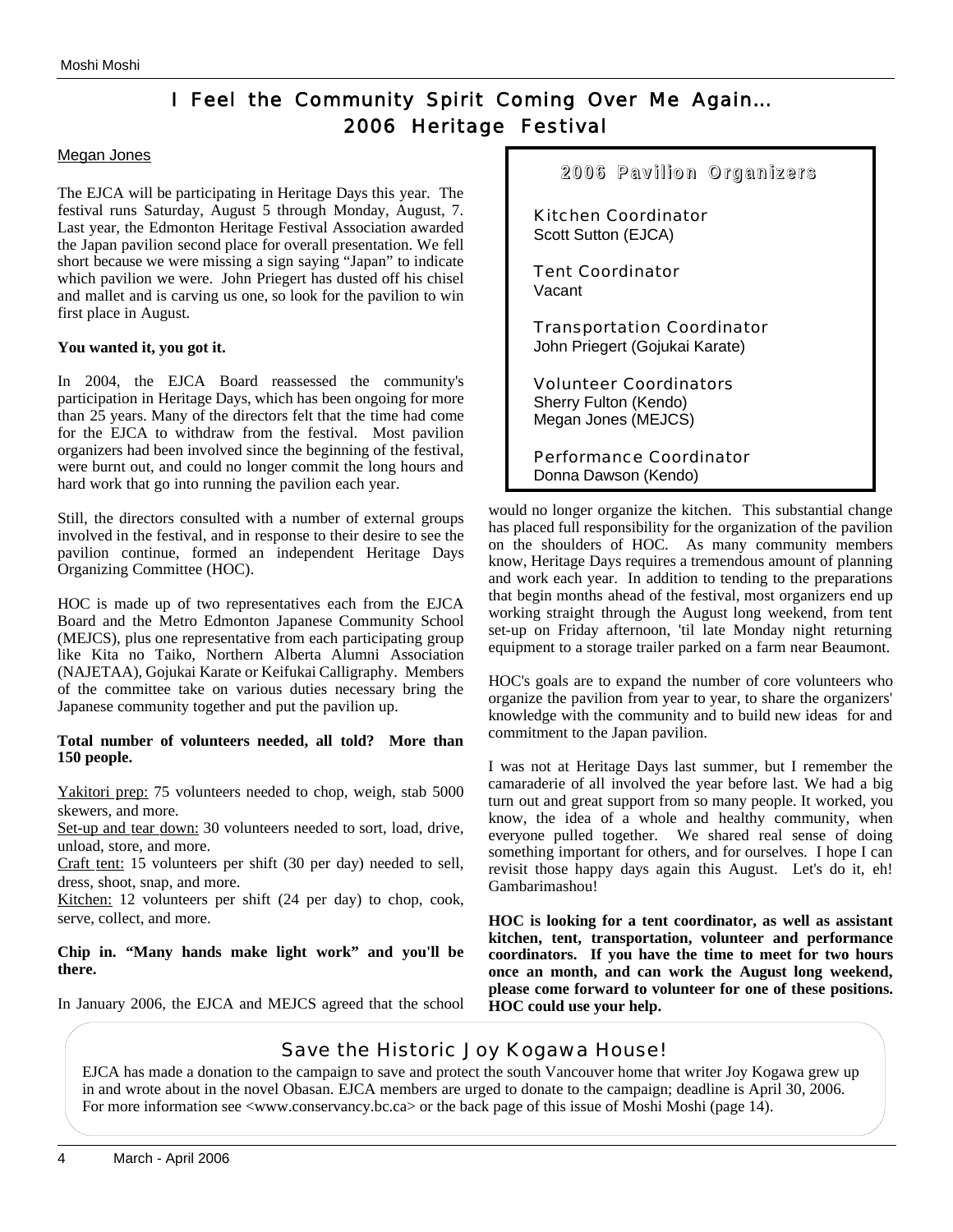# I Feel the Community Spirit Coming Over Me Again… 2006 Heritage Festival

Megan Jones

The EJCA will be participating in Heritage Days this year. The festival runs Saturday, August 5 through Monday, August, 7. Last year, the Edmonton Heritage Festival Association awarded the Japan pavilion second place for overall presentation. We fell short because we were missing a sign saying "Japan" to indicate which pavilion we were. John Priegert has dusted off his chisel and mallet and is carving us one, so look for the pavilion to win first place in August.

**You wanted it, you got it.**

In 2004, the EJCA Board reassessed the community's participation in Heritage Days, which has been ongoing for more than 25 years. Many of the directors felt that the time had come for the EJCA to withdraw from the festival. Most pavilion organizers had been involved since the beginning of the festival, were burnt out, and could no longer commit the long hours and hard work that go into running the pavilion each year.

Still, the directors consulted with a number of external groups involved in the festival, and in response to their desire to see the pavilion continue, formed an independent Heritage Days Organizing Committee (HOC).

HOC is made up of two representatives each from the EJCA Board and the Metro Edmonton Japanese Community School (MEJCS), plus one representative from each participating group like Kita no Taiko, Northern Alberta Alumni Association (NAJETAA), Gojukai Karate or Keifukai Calligraphy. Members of the committee take on various duties necessary bring the Japanese community together and put the pavilion up.

**Total number of volunteers needed, all told? More than 150 people.**

Yakitori prep: 75 volunteers needed to chop, weigh, stab 5000 skewers, and more.
Set-up and tear down: 30 volunteers needed to sort, load, drive, unload, store, and more.
Craft tent: 15 volunteers per shift (30 per day) needed to sell, dress, shoot, snap, and more.
Kitchen: 12 volunteers per shift (24 per day) to chop, cook, serve, collect, and more.

**Chip in. "Many hands make light work" and you'll be there.**

In January 2006, the EJCA and MEJCS agreed that the school would no longer organize the kitchen. This substantial change has placed full responsibility for the organization of the pavilion on the shoulders of HOC. As many community members know, Heritage Days requires a tremendous amount of planning and work each year. In addition to tending to the preparations that begin months ahead of the festival, most organizers end up working straight through the August long weekend, from tent set-up on Friday afternoon, 'til late Monday night returning equipment to a storage trailer parked on a farm near Beaumont.

HOC's goals are to expand the number of core volunteers who organize the pavilion from year to year, to share the organizers' knowledge with the community and to build new ideas for and commitment to the Japan pavilion.

I was not at Heritage Days last summer, but I remember the camaraderie of all involved the year before last. We had a big turn out and great support from so many people. It worked, you know, the idea of a whole and healthy community, when everyone pulled together. We shared real sense of doing something important for others, and for ourselves. I hope I can revisit those happy days again this August. Let's do it, eh! Gambarimashou!

**HOC is looking for a tent coordinator, as well as assistant kitchen, tent, transportation, volunteer and performance coordinators. If you have the time to meet for two hours once an month, and can work the August long weekend, please come forward to volunteer for one of these positions. HOC could use your help.**

## 2006 Pavilion Organizers

**Kitchen Coordinator**
Scott Sutton (EJCA)

**Tent Coordinator**
Vacant

**Transportation Coordinator**
John Priegert (Gojukai Karate)

**Volunteer Coordinators**
Sherry Fulton (Kendo)
Megan Jones (MEJCS)

**Performance Coordinator**
Donna Dawson (Kendo)

## Save the Historic Joy Kogawa House!

EJCA has made a donation to the campaign to save and protect the south Vancouver home that writer Joy Kogawa grew up in and wrote about in the novel Obasan. EJCA members are urged to donate to the campaign; deadline is April 30, 2006. For more information see <www.conservancy.bc.ca> or the back page of this issue of Moshi Moshi (page 14).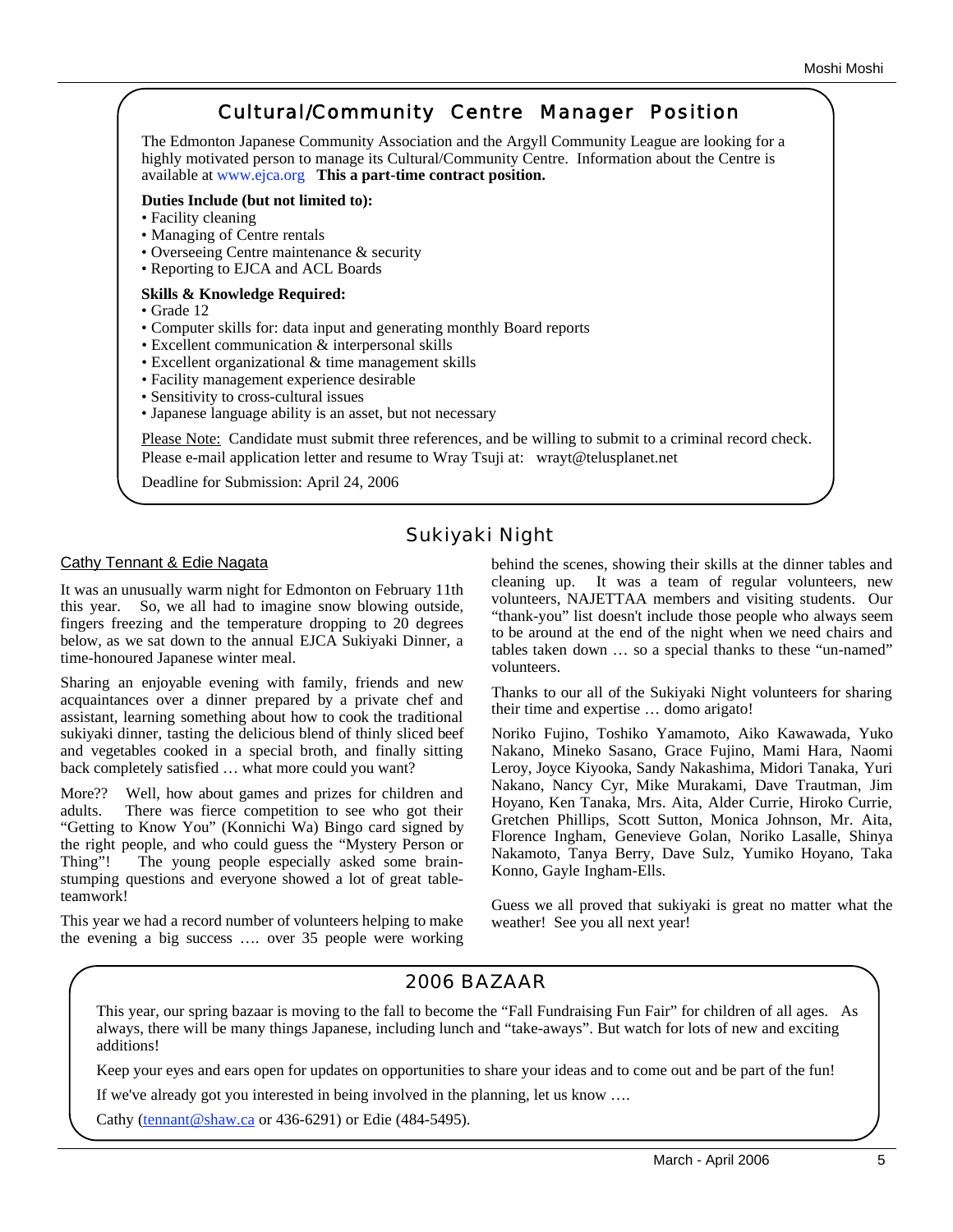## Cultural/Community Centre Manager Position

The Edmonton Japanese Community Association and the Argyll Community League are looking for a highly motivated person to manage its Cultural/Community Centre. Information about the Centre is available at www.ejca.org **This a part-time contract position.**

**Duties Include (but not limited to):**

- Facility cleaning
- Managing of Centre rentals
- Overseeing Centre maintenance & security
- Reporting to EJCA and ACL Boards

**Skills & Knowledge Required:**

- Grade 12
- Computer skills for: data input and generating monthly Board reports
- Excellent communication & interpersonal skills
- Excellent organizational & time management skills
- Facility management experience desirable
- Sensitivity to cross-cultural issues
- Japanese language ability is an asset, but not necessary

Please Note: Candidate must submit three references, and be willing to submit to a criminal record check. Please e-mail application letter and resume to Wray Tsuji at: wrayt@telusplanet.net

Deadline for Submission: April 24, 2006

## Sukiyaki Night

Cathy Tennant & Edie Nagata

It was an unusually warm night for Edmonton on February 11th this year. So, we all had to imagine snow blowing outside, fingers freezing and the temperature dropping to 20 degrees below, as we sat down to the annual EJCA Sukiyaki Dinner, a time-honoured Japanese winter meal.

Sharing an enjoyable evening with family, friends and new acquaintances over a dinner prepared by a private chef and assistant, learning something about how to cook the traditional sukiyaki dinner, tasting the delicious blend of thinly sliced beef and vegetables cooked in a special broth, and finally sitting back completely satisfied … what more could you want?

More?? Well, how about games and prizes for children and adults. There was fierce competition to see who got their "Getting to Know You" (Konnichi Wa) Bingo card signed by the right people, and who could guess the "Mystery Person or Thing"! The young people especially asked some brain-stumping questions and everyone showed a lot of great table-teamwork!

This year we had a record number of volunteers helping to make the evening a big success …. over 35 people were working behind the scenes, showing their skills at the dinner tables and cleaning up. It was a team of regular volunteers, new volunteers, NAJETTAA members and visiting students. Our "thank-you" list doesn't include those people who always seem to be around at the end of the night when we need chairs and tables taken down … so a special thanks to these "un-named" volunteers.

Thanks to our all of the Sukiyaki Night volunteers for sharing their time and expertise … domo arigato!

Noriko Fujino, Toshiko Yamamoto, Aiko Kawawada, Yuko Nakano, Mineko Sasano, Grace Fujino, Mami Hara, Naomi Leroy, Joyce Kiyooka, Sandy Nakashima, Midori Tanaka, Yuri Nakano, Nancy Cyr, Mike Murakami, Dave Trautman, Jim Hoyano, Ken Tanaka, Mrs. Aita, Alder Currie, Hiroko Currie, Gretchen Phillips, Scott Sutton, Monica Johnson, Mr. Aita, Florence Ingham, Genevieve Golan, Noriko Lasalle, Shinya Nakamoto, Tanya Berry, Dave Sulz, Yumiko Hoyano, Taka Konno, Gayle Ingham-Ells.

Guess we all proved that sukiyaki is great no matter what the weather! See you all next year!

## 2006 BAZAAR

This year, our spring bazaar is moving to the fall to become the "Fall Fundraising Fun Fair" for children of all ages. As always, there will be many things Japanese, including lunch and "take-aways". But watch for lots of new and exciting additions!

Keep your eyes and ears open for updates on opportunities to share your ideas and to come out and be part of the fun!

If we've already got you interested in being involved in the planning, let us know ….

Cathy (tennant@shaw.ca or 436-6291) or Edie (484-5495).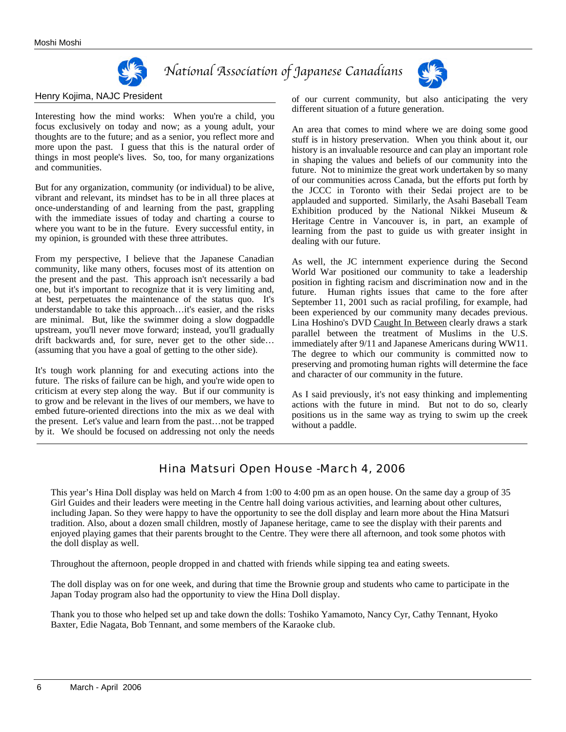# National Association of Japanese Canadians

Henry Kojima, NAJC President

Interesting how the mind works: When you're a child, you focus exclusively on today and now; as a young adult, your thoughts are to the future; and as a senior, you reflect more and more upon the past. I guess that this is the natural order of things in most people's lives. So, too, for many organizations and communities.

But for any organization, community (or individual) to be alive, vibrant and relevant, its mindset has to be in all three places at once-understanding of and learning from the past, grappling with the immediate issues of today and charting a course to where you want to be in the future. Every successful entity, in my opinion, is grounded with these three attributes.

From my perspective, I believe that the Japanese Canadian community, like many others, focuses most of its attention on the present and the past. This approach isn't necessarily a bad one, but it's important to recognize that it is very limiting and, at best, perpetuates the maintenance of the status quo. It's understandable to take this approach…it's easier, and the risks are minimal. But, like the swimmer doing a slow dogpaddle upstream, you'll never move forward; instead, you'll gradually drift backwards and, for sure, never get to the other side…(assuming that you have a goal of getting to the other side).

It's tough work planning for and executing actions into the future. The risks of failure can be high, and you're wide open to criticism at every step along the way. But if our community is to grow and be relevant in the lives of our members, we have to embed future-oriented directions into the mix as we deal with the present. Let's value and learn from the past…not be trapped by it. We should be focused on addressing not only the needs of our current community, but also anticipating the very different situation of a future generation.

An area that comes to mind where we are doing some good stuff is in history preservation. When you think about it, our history is an invaluable resource and can play an important role in shaping the values and beliefs of our community into the future. Not to minimize the great work undertaken by so many of our communities across Canada, but the efforts put forth by the JCCC in Toronto with their Sedai project are to be applauded and supported. Similarly, the Asahi Baseball Team Exhibition produced by the National Nikkei Museum & Heritage Centre in Vancouver is, in part, an example of learning from the past to guide us with greater insight in dealing with our future.

As well, the JC internment experience during the Second World War positioned our community to take a leadership position in fighting racism and discrimination now and in the future. Human rights issues that came to the fore after September 11, 2001 such as racial profiling, for example, had been experienced by our community many decades previous. Lina Hoshino's DVD Caught In Between clearly draws a stark parallel between the treatment of Muslims in the U.S. immediately after 9/11 and Japanese Americans during WW11. The degree to which our community is committed now to preserving and promoting human rights will determine the face and character of our community in the future.

As I said previously, it's not easy thinking and implementing actions with the future in mind. But not to do so, clearly positions us in the same way as trying to swim up the creek without a paddle.

---

## Hina Matsuri Open House -March 4, 2006

This year's Hina Doll display was held on March 4 from 1:00 to 4:00 pm as an open house. On the same day a group of 35 Girl Guides and their leaders were meeting in the Centre hall doing various activities, and learning about other cultures, including Japan. So they were happy to have the opportunity to see the doll display and learn more about the Hina Matsuri tradition. Also, about a dozen small children, mostly of Japanese heritage, came to see the display with their parents and enjoyed playing games that their parents brought to the Centre. They were there all afternoon, and took some photos with the doll display as well.

Throughout the afternoon, people dropped in and chatted with friends while sipping tea and eating sweets.

The doll display was on for one week, and during that time the Brownie group and students who came to participate in the Japan Today program also had the opportunity to view the Hina Doll display.

Thank you to those who helped set up and take down the dolls: Toshiko Yamamoto, Nancy Cyr, Cathy Tennant, Hyoko Baxter, Edie Nagata, Bob Tennant, and some members of the Karaoke club.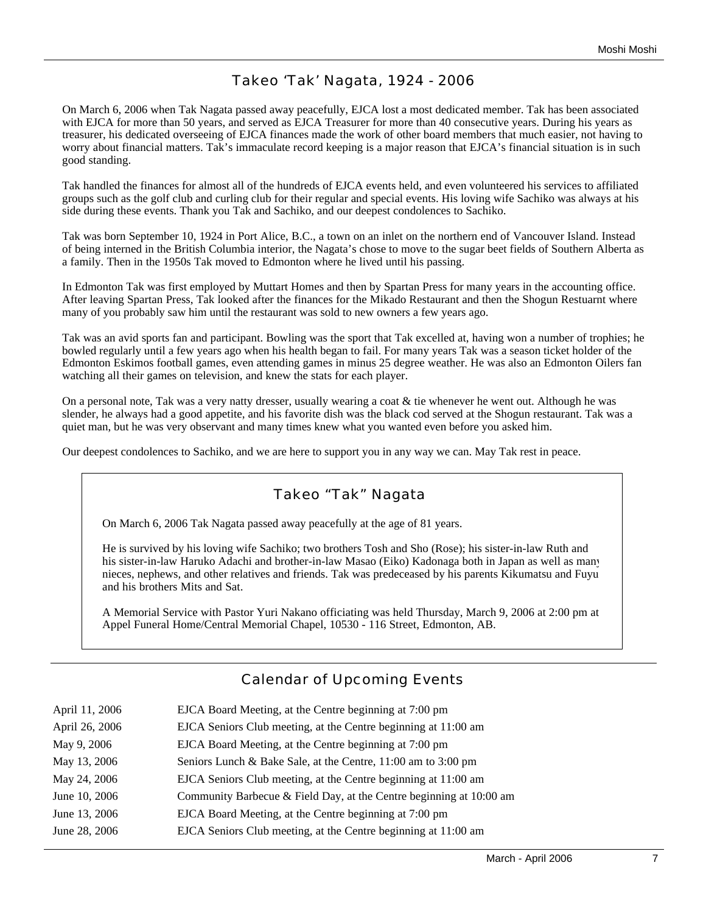## Takeo 'Tak' Nagata, 1924 - 2006

On March 6, 2006 when Tak Nagata passed away peacefully, EJCA lost a most dedicated member. Tak has been associated with EJCA for more than 50 years, and served as EJCA Treasurer for more than 40 consecutive years. During his years as treasurer, his dedicated overseeing of EJCA finances made the work of other board members that much easier, not having to worry about financial matters. Tak's immaculate record keeping is a major reason that EJCA's financial situation is in such good standing.

Tak handled the finances for almost all of the hundreds of EJCA events held, and even volunteered his services to affiliated groups such as the golf club and curling club for their regular and special events. His loving wife Sachiko was always at his side during these events. Thank you Tak and Sachiko, and our deepest condolences to Sachiko.

Tak was born September 10, 1924 in Port Alice, B.C., a town on an inlet on the northern end of Vancouver Island. Instead of being interned in the British Columbia interior, the Nagata's chose to move to the sugar beet fields of Southern Alberta as a family. Then in the 1950s Tak moved to Edmonton where he lived until his passing.

In Edmonton Tak was first employed by Muttart Homes and then by Spartan Press for many years in the accounting office. After leaving Spartan Press, Tak looked after the finances for the Mikado Restaurant and then the Shogun Restuarnt where many of you probably saw him until the restaurant was sold to new owners a few years ago.

Tak was an avid sports fan and participant. Bowling was the sport that Tak excelled at, having won a number of trophies; he bowled regularly until a few years ago when his health began to fail. For many years Tak was a season ticket holder of the Edmonton Eskimos football games, even attending games in minus 25 degree weather. He was also an Edmonton Oilers fan watching all their games on television, and knew the stats for each player.

On a personal note, Tak was a very natty dresser, usually wearing a coat & tie whenever he went out. Although he was slender, he always had a good appetite, and his favorite dish was the black cod served at the Shogun restaurant. Tak was a quiet man, but he was very observant and many times knew what you wanted even before you asked him.

Our deepest condolences to Sachiko, and we are here to support you in any way we can. May Tak rest in peace.

### Takeo "Tak" Nagata

On March 6, 2006 Tak Nagata passed away peacefully at the age of 81 years.

He is survived by his loving wife Sachiko; two brothers Tosh and Sho (Rose); his sister-in-law Ruth and his sister-in-law Haruko Adachi and brother-in-law Masao (Eiko) Kadonaga both in Japan as well as many nieces, nephews, and other relatives and friends. Tak was predeceased by his parents Kikumatsu and Fuyu and his brothers Mits and Sat.

A Memorial Service with Pastor Yuri Nakano officiating was held Thursday, March 9, 2006 at 2:00 pm at Appel Funeral Home/Central Memorial Chapel, 10530 - 116 Street, Edmonton, AB.

## Calendar of Upcoming Events

| | |
|---|---|
| April 11, 2006 | EJCA Board Meeting, at the Centre beginning at 7:00 pm |
| April 26, 2006 | EJCA Seniors Club meeting, at the Centre beginning at 11:00 am |
| May 9, 2006 | EJCA Board Meeting, at the Centre beginning at 7:00 pm |
| May 13, 2006 | Seniors Lunch & Bake Sale, at the Centre, 11:00 am to 3:00 pm |
| May 24, 2006 | EJCA Seniors Club meeting, at the Centre beginning at 11:00 am |
| June 10, 2006 | Community Barbecue & Field Day, at the Centre beginning at 10:00 am |
| June 13, 2006 | EJCA Board Meeting, at the Centre beginning at 7:00 pm |
| June 28, 2006 | EJCA Seniors Club meeting, at the Centre beginning at 11:00 am |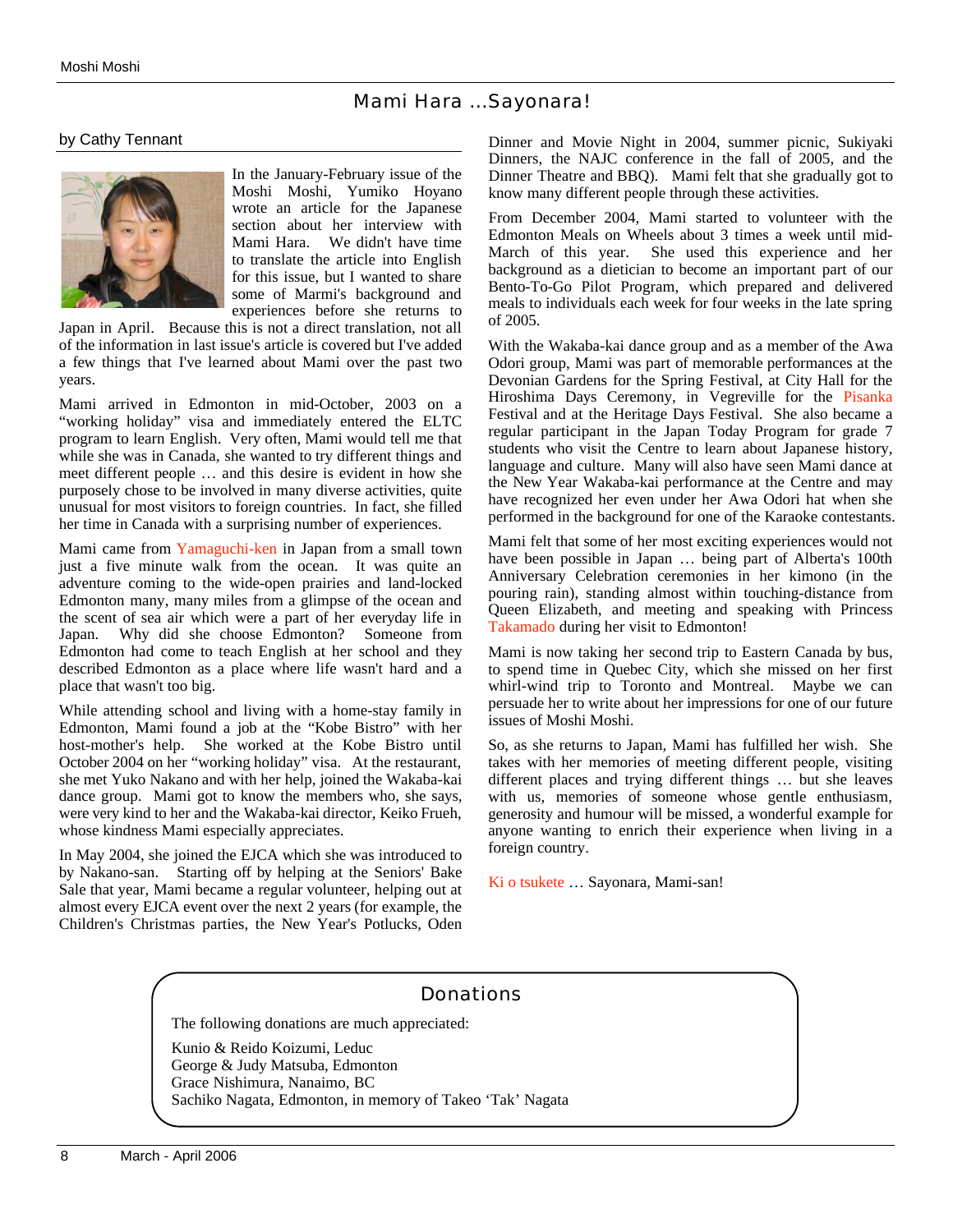## Mami Hara ...Sayonara!

by Cathy Tennant

In the January-February issue of the Moshi Moshi, Yumiko Hoyano wrote an article for the Japanese section about her interview with Mami Hara. We didn't have time to translate the article into English for this issue, but I wanted to share some of Marmi's background and experiences before she returns to Japan in April. Because this is not a direct translation, not all of the information in last issue's article is covered but I've added a few things that I've learned about Mami over the past two years.

Mami arrived in Edmonton in mid-October, 2003 on a "working holiday" visa and immediately entered the ELTC program to learn English. Very often, Mami would tell me that while she was in Canada, she wanted to try different things and meet different people … and this desire is evident in how she purposely chose to be involved in many diverse activities, quite unusual for most visitors to foreign countries. In fact, she filled her time in Canada with a surprising number of experiences.

Mami came from Yamaguchi-ken in Japan from a small town just a five minute walk from the ocean. It was quite an adventure coming to the wide-open prairies and land-locked Edmonton many, many miles from a glimpse of the ocean and the scent of sea air which were a part of her everyday life in Japan. Why did she choose Edmonton? Someone from Edmonton had come to teach English at her school and they described Edmonton as a place where life wasn't hard and a place that wasn't too big.

While attending school and living with a home-stay family in Edmonton, Mami found a job at the "Kobe Bistro" with her host-mother's help. She worked at the Kobe Bistro until October 2004 on her "working holiday" visa. At the restaurant, she met Yuko Nakano and with her help, joined the Wakaba-kai dance group. Mami got to know the members who, she says, were very kind to her and the Wakaba-kai director, Keiko Frueh, whose kindness Mami especially appreciates.

In May 2004, she joined the EJCA which she was introduced to by Nakano-san. Starting off by helping at the Seniors' Bake Sale that year, Mami became a regular volunteer, helping out at almost every EJCA event over the next 2 years (for example, the Children's Christmas parties, the New Year's Potlucks, Oden Dinner and Movie Night in 2004, summer picnic, Sukiyaki Dinners, the NAJC conference in the fall of 2005, and the Dinner Theatre and BBQ). Mami felt that she gradually got to know many different people through these activities.

From December 2004, Mami started to volunteer with the Edmonton Meals on Wheels about 3 times a week until mid-March of this year. She used this experience and her background as a dietician to become an important part of our Bento-To-Go Pilot Program, which prepared and delivered meals to individuals each week for four weeks in the late spring of 2005.

With the Wakaba-kai dance group and as a member of the Awa Odori group, Mami was part of memorable performances at the Devonian Gardens for the Spring Festival, at City Hall for the Hiroshima Days Ceremony, in Vegreville for the Pisanka Festival and at the Heritage Days Festival. She also became a regular participant in the Japan Today Program for grade 7 students who visit the Centre to learn about Japanese history, language and culture. Many will also have seen Mami dance at the New Year Wakaba-kai performance at the Centre and may have recognized her even under her Awa Odori hat when she performed in the background for one of the Karaoke contestants.

Mami felt that some of her most exciting experiences would not have been possible in Japan … being part of Alberta's 100th Anniversary Celebration ceremonies in her kimono (in the pouring rain), standing almost within touching-distance from Queen Elizabeth, and meeting and speaking with Princess Takamado during her visit to Edmonton!

Mami is now taking her second trip to Eastern Canada by bus, to spend time in Quebec City, which she missed on her first whirl-wind trip to Toronto and Montreal. Maybe we can persuade her to write about her impressions for one of our future issues of Moshi Moshi.

So, as she returns to Japan, Mami has fulfilled her wish. She takes with her memories of meeting different people, visiting different places and trying different things … but she leaves with us, memories of someone whose gentle enthusiasm, generosity and humour will be missed, a wonderful example for anyone wanting to enrich their experience when living in a foreign country.

Ki o tsukete … Sayonara, Mami-san!

## Donations

The following donations are much appreciated:

Kunio & Reido Koizumi, Leduc
George & Judy Matsuba, Edmonton
Grace Nishimura, Nanaimo, BC
Sachiko Nagata, Edmonton, in memory of Takeo 'Tak' Nagata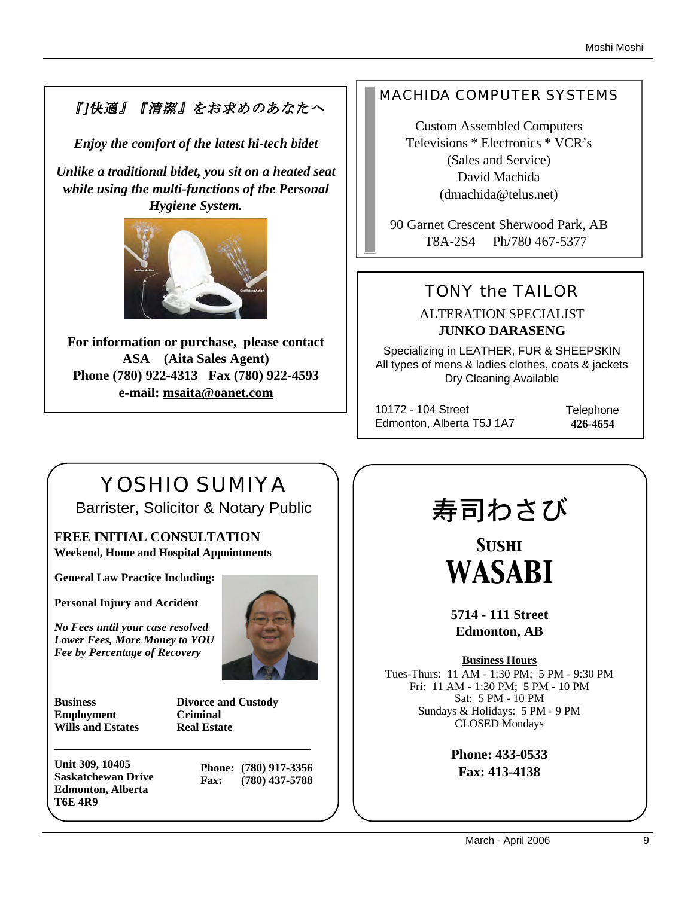*『]快適』『清潔』をお求めのあなたへ*

***Enjoy the comfort of the latest hi-tech bidet***

***Unlike a traditional bidet, you sit on a heated seat while using the multi-functions of the Personal Hygiene System.***

**For information or purchase, please contact**
**ASA (Aita Sales Agent)**
**Phone (780) 922-4313 Fax (780) 922-4593**
**e-mail: msaita@oanet.com**

---

## MACHIDA COMPUTER SYSTEMS

Custom Assembled Computers
Televisions * Electronics * VCR's
(Sales and Service)
David Machida
(dmachida@telus.net)

90 Garnet Crescent Sherwood Park, AB
T8A-2S4 Ph/780 467-5377

---

## TONY the TAILOR

ALTERATION SPECIALIST
**JUNKO DARASENG**

Specializing in LEATHER, FUR & SHEEPSKIN
All types of mens & ladies clothes, coats & jackets
Dry Cleaning Available

10172 - 104 Street
Edmonton, Alberta T5J 1A7

Telephone
**426-4654**

---

## YOSHIO SUMIYA

Barrister, Solicitor & Notary Public

**FREE INITIAL CONSULTATION**
**Weekend, Home and Hospital Appointments**

**General Law Practice Including:**

**Personal Injury and Accident**

***No Fees until your case resolved***
***Lower Fees, More Money to YOU***
***Fee by Percentage of Recovery***

**Business**
**Employment**
**Wills and Estates**
**Divorce and Custody**
**Criminal**
**Real Estate**

**Unit 309, 10405**
**Saskatchewan Drive**
**Edmonton, Alberta**
**T6E 4R9**

**Phone: (780) 917-3356**
**Fax: (780) 437-5788**

---

## 寿司わさび

## SUSHI WASABI

**5714 - 111 Street**
**Edmonton, AB**

**Business Hours**
Tues-Thurs: 11 AM - 1:30 PM; 5 PM - 9:30 PM
Fri: 11 AM - 1:30 PM; 5 PM - 10 PM
Sat: 5 PM - 10 PM
Sundays & Holidays: 5 PM - 9 PM
CLOSED Mondays

**Phone: 433-0533**
**Fax: 413-4138**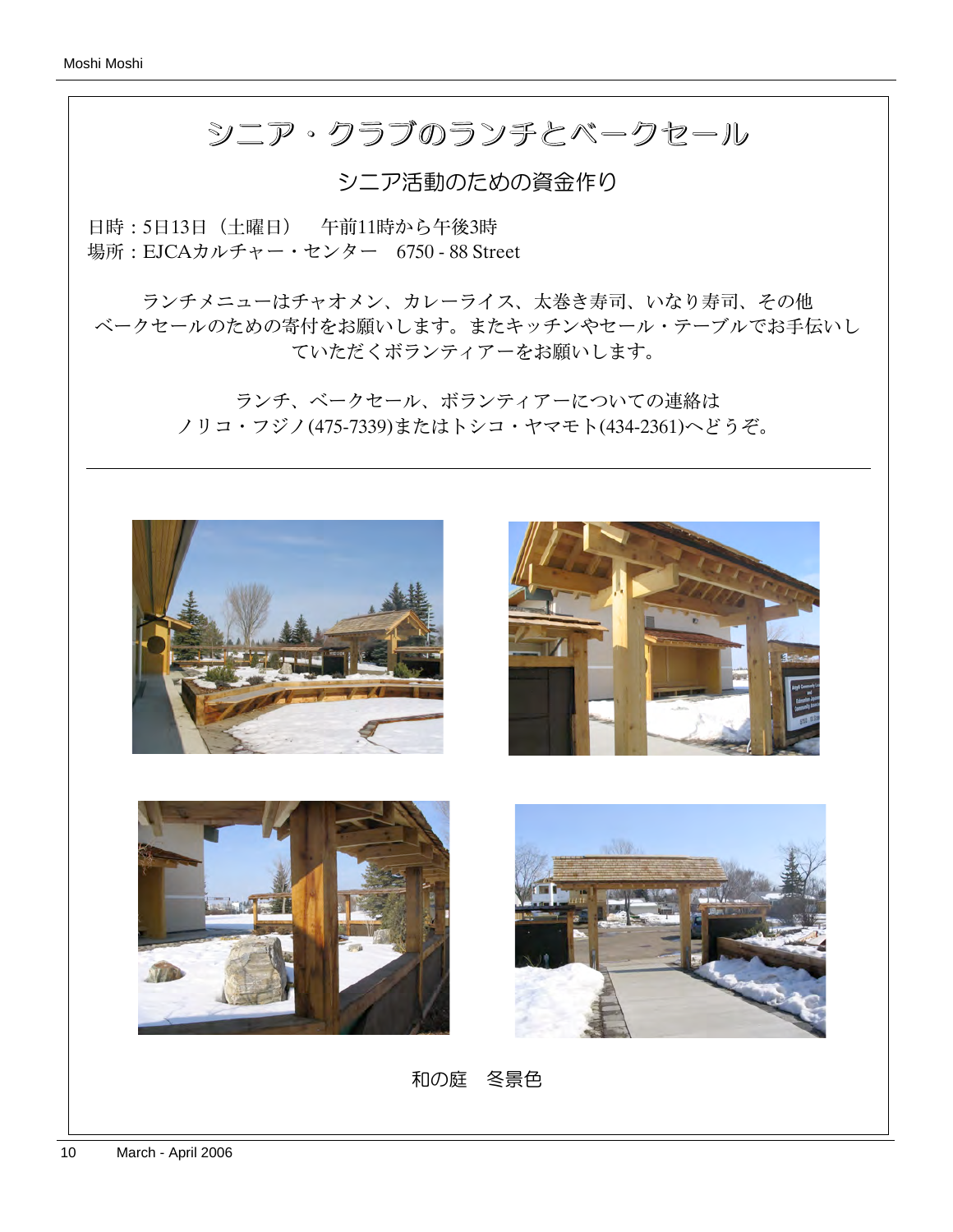# シニア・クラブのランチとベークセール

## シニア活動のための資金作り

日時：5日13日（土曜日）　午前11時から午後3時
場所：EJCAカルチャー・センター　6750 - 88 Street

ランチメニューはチャオメン、カレーライス、太巻き寿司、いなり寿司、その他
ベークセールのための寄付をお願いします。またキッチンやセール・テーブルでお手伝いしていただくボランティアーをお願いします。

ランチ、ベークセール、ボランティアーについての連絡は
ノリコ・フジノ(475-7339)またはトシコ・ヤマモト(434-2361)へどうぞ。

---

和の庭　冬景色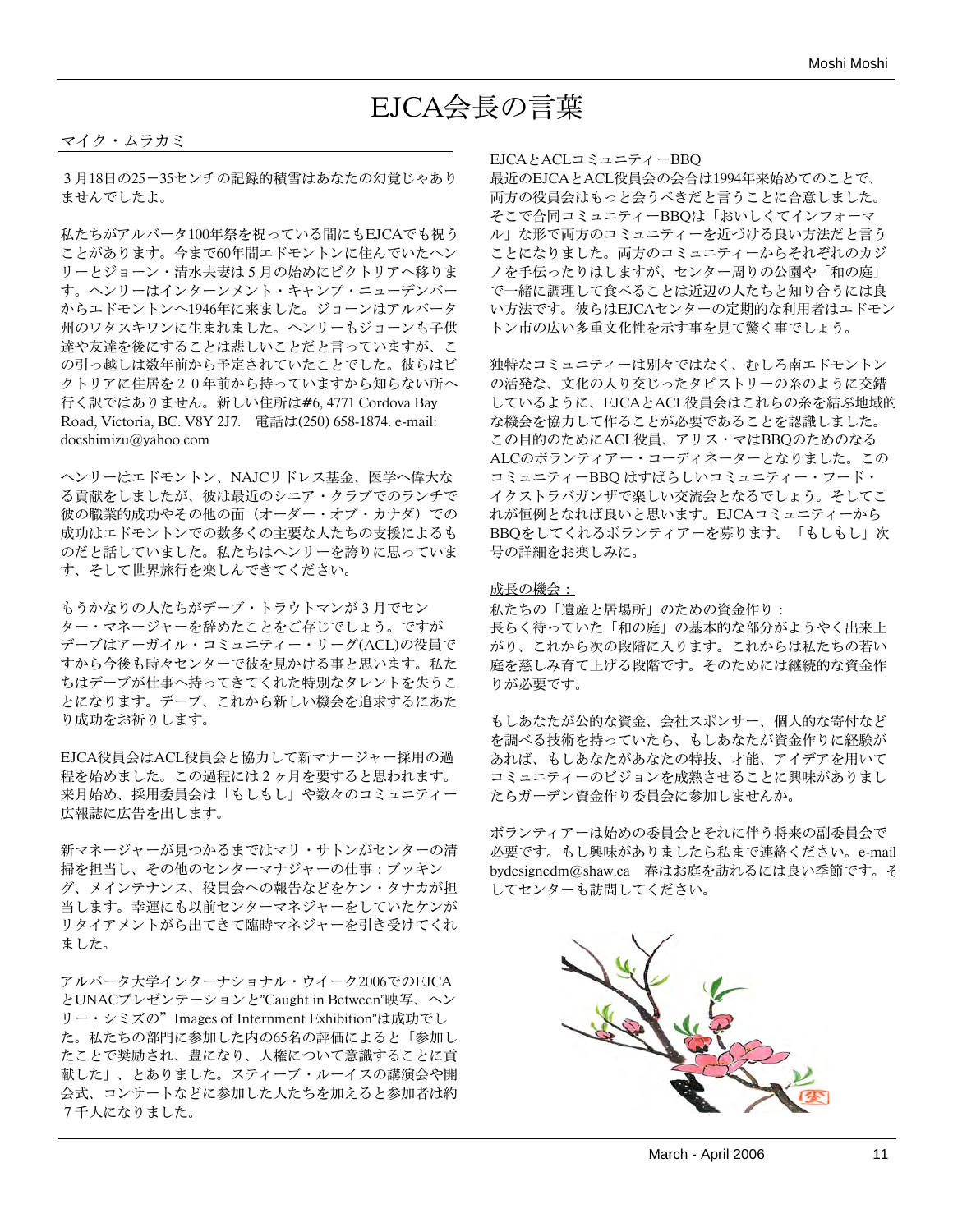# EJCA会長の言葉

マイク・ムラカミ

３月18日の25ー35センチの記録的積雪はあなたの幻覚じゃありませんでしたよ。

私たちがアルバータ100年祭を祝っている間にもEJCAでも祝うことがあります。今まで60年間エドモントンに住んでいたヘンリーとジョーン・清水夫妻は５月の始めにビクトリアへ移ります。ヘンリーはインターンメント・キャンプ・ニューデンバーからエドモントンへ1946年に来ました。ジョーンはアルバータ州のワタスキワンに生まれました。ヘンリーもジョーンも子供達や友達を後にすることは悲しいことだと言っていますが、この引っ越しは数年前から予定されていたことでした。彼らはビクトリアに住居を２０年前から持っていますから知らない所へ行く訳ではありません。新しい住所は#6, 4771 Cordova Bay Road, Victoria, BC. V8Y 2J7.　電話は(250) 658-1874. e-mail: docshimizu@yahoo.com

ヘンリーはエドモントン、NAJCリドレス基金、医学へ偉大なる貢献をしましたが、彼は最近のシニア・クラブでのランチで彼の職業的成功やその他の面（オーダー・オブ・カナダ）での成功はエドモントンでの数多くの主要な人たちの支援によるものだと話していました。私たちはヘンリーを誇りに思っています、そして世界旅行を楽しんできてください。

もうかなりの人たちがデーブ・トラウトマンが３月でセンター・マネージャーを辞めたことをご存じでしょう。ですがデーブはアーガイル・コミュニティー・リーグ(ACL)の役員ですから今後も時々センターで彼を見かける事と思います。私たちはデーブが仕事へ持ってきてくれた特別なタレントを失うことになります。デーブ、これから新しい機会を追求するにあたり成功をお祈りします。

EJCA役員会はACL役員会と協力して新マナージャー採用の過程を始めました。この過程には２ヶ月を要すると思われます。来月始め、採用委員会は「もしもし」や数々のコミュニティー広報誌に広告を出します。

新マネージャーが見つかるまではマリ・サトンがセンターの清掃を担当し、その他のセンターマナジャーの仕事：ブッキング、メインテナンス、役員会への報告などをケン・タナカが担当します。幸運にも以前センターマネジャーをしていたケンがリタイアメントがら出てきて臨時マネジャーを引き受けてくれました。

アルバータ大学インターナショナル・ウイーク2006でのEJCAとUNACプレゼンテーションと"Caught in Between"映写、ヘンリー・シミズの”Images of Internment Exhibition"は成功でした。私たちの部門に参加した内の65名の評価によると「参加したことで奨励され、豊になり、人権について意識することに貢献した」、とありました。スティーブ・ルーイスの講演会や開会式、コンサートなどに参加した人たちを加えると参加者は約７千人になりました。

EJCAとACLコミュニティーBBQ
最近のEJCAとACL役員会の会合は1994年来始めてのことで、両方の役員会はもっと会うべきだと言うことに合意しました。そこで合同コミュニティーBBQは「おいしくてインフォーマル」な形で両方のコミュニティーを近づける良い方法だと言うことになりました。両方のコミュニティーからそれぞれのカジノを手伝ったりはしますが、センター周りの公園や「和の庭」で一緒に調理して食べることは近辺の人たちと知り合うには良い方法です。彼らはEJCAセンターの定期的な利用者はエドモントン市の広い多重文化性を示す事を見て驚く事でしょう。

独特なコミュニティーは別々ではなく、むしろ南エドモントンの活発な、文化の入り交じったタピストリーの糸のように交錯しているように、EJCAとACL役員会はこれらの糸を結ぶ地域的な機会を協力して作ることが必要であることを認識しました。この目的のためにACL役員、アリス・マはBBQのためのなるALCのボランティアー・コーディネーターとなりました。このコミュニティーBBQ はすばらしいコミュニティー・フード・イクストラバガンザで楽しい交流会となるでしょう。そしてこれが恒例となれば良いと思います。EJCAコミュニティーからBBQをしてくれるボランティアーを募ります。「もしもし」次号の詳細をお楽しみに。

<u>成長の機会：</u>
私たちの「遺産と居場所」のための資金作り：
長らく待っていた「和の庭」の基本的な部分がようやく出来上がり、これから次の段階に入ります。これからは私たちの若い庭を慈しみ育て上げる段階です。そのためには継続的な資金作りが必要です。

もしあなたが公的な資金、会社スポンサー、個人的な寄付などを調べる技術を持っていたら、もしあなたが資金作りに経験があれば、もしあなたがあなたの特技、才能、アイデアを用いてコミュニティーのビジョンを成熟させることに興味がありましたらガーデン資金作り委員会に参加しませんか。

ボランティアーは始めの委員会とそれに伴う将来の副委員会で必要です。もし興味がありましたら私まで連絡ください。e-mail bydesignedm@shaw.ca　春はお庭を訪れるには良い季節です。そしてセンターも訪問してください。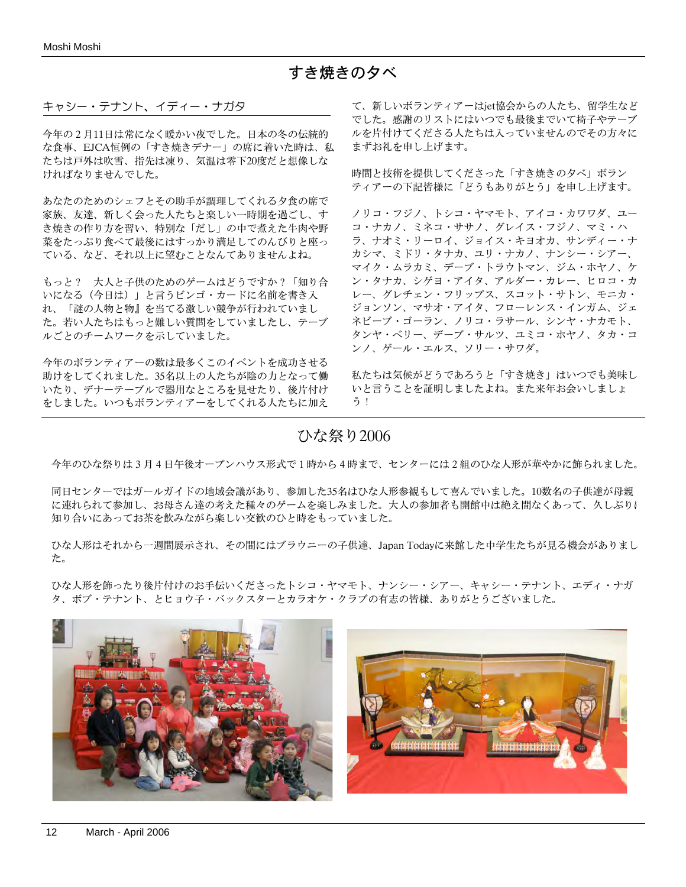# すき焼きの夕べ

キャシー・テナント、イディー・ナガタ

今年の２月11日は常になく暖かい夜でした。日本の冬の伝統的な食事、EJCA恒例の「すき焼きデナー」の席に着いた時は、私たちは戸外は吹雪、指先は凍り、気温は零下20度だと想像しなければなりませんでした。

あなたのためのシェフとその助手が調理してくれる夕食の席で家族、友達、新しく会った人たちと楽しい一時期を過ごし、すき焼きの作り方を習い、特別な「だし」の中で煮えた牛肉や野菜をたっぷり食べて最後にはすっかり満足してのんびりと座っている、など、それ以上に望むことなんてありませんよね。

もっと？　大人と子供のためのゲームはどうですか？「知り合いになる（今日は）」と言うビンゴ・カードに名前を書き入れ、「謎の人物と物』を当てる激しい競争が行われていました。若い人たちはもっと難しい質問をしていましたし、テーブルごとのチームワークを示していました。

今年のボランティアーの数は最多くこのイベントを成功させる助けをしてくれました。35名以上の人たちが陰の力となって働いたり、デナーテーブルで器用なところを見せたり、後片付けをしました。いつもボランティアーをしてくれる人たちに加えて、新しいボランティアーはjet協会からの人たち、留学生などでした。感謝のリストにはいつでも最後までいて椅子やテーブルを片付けてくださる人たちは入っていませんのでその方々にまずお礼を申し上げます。

時間と技術を提供してくださった「すき焼きの夕べ」ボランティアーの下記皆様に「どうもありがとう」を申し上げます。

ノリコ・フジノ、トシコ・ヤマモト、アイコ・カワワダ、ユーコ・ナカノ、ミネコ・ササノ、グレイス・フジノ、マミ・ハラ、ナオミ・リーロイ、ジョイス・キヨオカ、サンディー・ナカシマ、ミドリ・タナカ、ユリ・ナカノ、ナンシー・シアー、マイク・ムラカミ、デーブ・トラウトマン、ジム・ホヤノ、ケン・タナカ、シゲヨ・アイタ、アルダー・カレー、ヒロコ・カレー、グレチェン・フリップス、スコット・サトン、モニカ・ジョンソン、マサオ・アイタ、フローレンス・インガム、ジェネビーブ・ゴーラン、ノリコ・ラサール、シンヤ・ナカモト、タンヤ・ベリー、デーブ・サルツ、ユミコ・ホヤノ、タカ・コンノ、ゲール・エルス、ソリー・サワダ。

私たちは気候がどうであろうと「すき焼き」はいつでも美味しいと言うことを証明しましたよね。また来年お会いしましょう！

# ひな祭り2006

今年のひな祭りは３月４日午後オープンハウス形式で１時から４時まで、センターには２組のひな人形が華やかに飾られました。

同日センターではガールガイドの地域会議があり、参加した35名はひな人形参観もして喜んでいました。10数名の子供達が母親に連れられて参加し、お母さん達の考えた種々のゲームを楽しみました。大人の参加者も開館中は絶え間なくあって、久しぶりに知り合いにあってお茶を飲みながら楽しい交歓のひと時をもっていました。

ひな人形はそれから一週間展示され、その間にはブラウニーの子供達、Japan Todayに来館した中学生たちが見る機会がありました。

ひな人形を飾ったり後片付けのお手伝いくださったトシコ・ヤマモト、ナンシー・シアー、キャシー・テナント、エディ・ナガタ、ボブ・テナント、とヒョウ子・バックスターとカラオケ・クラブの有志の皆様、ありがとうございました。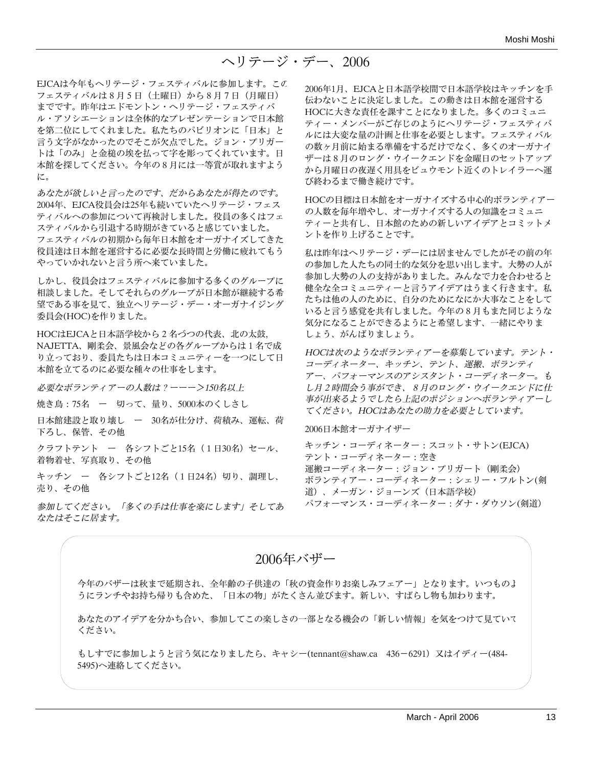# ヘリテージ・デー、2006

EJCAは今年もヘリテージ・フェスティバルに参加します。このフェスティバルは８月５日（土曜日）から８月７日（月曜日）までです。昨年はエドモントン・ヘリテージ・フェスティバル・アソシエーションは全体的なプレゼンテーションで日本館を第二位にしてくれました。私たちのパビリオンに「日本」と言う文字がなかったのでそこが欠点でした。ジョン・プリガートは「のみ」と金槌の埃を払って字を彫ってくれています。日本館を探してください。今年の８月には一等賞が取れますように。

*あなたが欲しいと言ったのです、だからあなたが得たのです。*2004年、EJCA役員会は25年も続いていたヘリテージ・フェスティバルへの参加について再検討しました。役員の多くはフェスティバルから引退する時期がきていると感じていました。フェスティバルの初期から毎年日本館をオーガナイズしてきた役員達は日本館を運営するに必要な長時間と労働に疲れてもうやっていかれないと言う所へ来ていました。

しかし、役員会はフェスティバルに参加する多くのグループに相談しました。そしてそれらのグループが日本館が継続する希望である事を見て、独立ヘリテージ・デー・オーガナイジング委員会(HOC)を作りました。

HOCはEJCAと日本語学校から２名づつの代表、北の太鼓, NAJETTA、剛柔会、景風会などの各グループからは１名で成り立っており、委員たちは日本コミュニティーを一つにして日本館を立てるのに必要な種々の仕事をします。

*必要なボランティアーの人数は？ーーー＞150名以上*

焼き鳥：75名　ー　切って、量り、5000本のくしさし

日本館建設と取り壊し　ー　30名が仕分け、荷積み、運転、荷下ろし、保管、その他

クラフトテント　ー　各シフトごと15名（１日30名）セール、着物着せ、写真取り、その他

キッチン　ー　各シフトごと12名（１日24名）切り、調理し、売り、その他

*参加してください。「多くの手は仕事を楽にします」そしてあなたはそこに居ます。*

2006年1月、EJCAと日本語学校間で日本語学校はキッチンを手伝わないことに決定しました。この動きは日本館を運営するHOCに大きな責任を課すことになりました。多くのコミュニティー・メンバーがご存じのようにヘリテージ・フェスティバルには大変な量の計画と仕事を必要とします。フェスティバルの数ヶ月前に始まる準備をするだけでなく、多くのオーガナイザーは８月のロング・ウイークエンドを金曜日のセットアップから月曜日の夜遅く用具をビュウモント近くのトレイラーへ運び終わるまで働き続けです。

HOCの目標は日本館をオーガナイズする中心的ボランティアーの人数を毎年増やし、オーガナイズする人の知識をコミュニティーと共有し、日本館のための新しいアイデアとコミットメントを作り上げることです。

私は昨年はヘリテージ・デーには居ませんでしたがその前の年の参加した人たちの同士的な気分を思い出します。大勢の人が参加し大勢の人の支持がありました。みんなで力を合わせると健全な全コミュニティーと言うアイデアはうまく行きます。私たちは他の人のために、自分のためになにか大事なことをしていると言う感覚を共有しました。今年の８月もまた同じような気分になることができるようにと希望します、一緒にやりましょう、がんばりましょう。

*HOCは次のようなボランティアーを募集しています。テント・コーディネーター、キッチン、テント、運搬、ボランティアー、パフォーマンスのアシスタント・コーディネーター。もし月２時間会う事ができ、８月のロング・ウイークエンドに仕事が出来るようでしたら上記のポジションへボランティアーしてください。HOCはあなたの助力を必要としています。*

2006日本館オーガナイザー

キッチン・コーディネーター：スコット・サトン(EJCA)
テント・コーディネーター：空き
運搬コーディネーター：ジョン・プリガート（剛柔会）
ボランティアー・コーディネーター：シェリー・フルトン(剣道）、メーガン・ジョーンズ（日本語学校）
パフォーマンス・コーディネーター：ダナ・ダウソン(剣道)

## 2006年バザー

今年のバザーは秋まで延期され、全年齢の子供達の「秋の資金作りお楽しみフェアー」となります。いつものようにランチやお持ち帰りも含めた、「日本の物」がたくさん並びます。新しい、すばらし物も加わります。

あなたのアイデアを分かち合い、参加してこの楽しさの一部となる機会の「新しい情報」を気をつけて見ていてください。

もしすでに参加しようと言う気になりましたら、キャシー(tennant@shaw.ca　436ー6291）又はイディー(484-5495)へ連絡してください。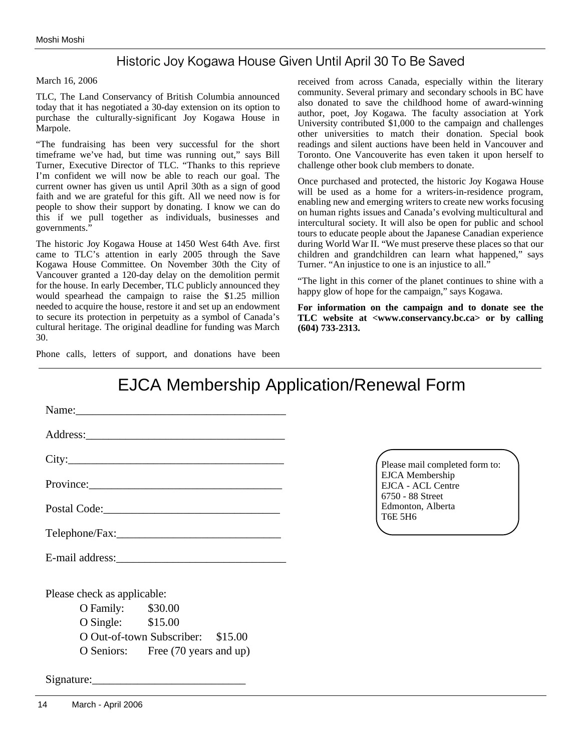## Historic Joy Kogawa House Given Until April 30 To Be Saved

March 16, 2006

TLC, The Land Conservancy of British Columbia announced today that it has negotiated a 30-day extension on its option to purchase the culturally-significant Joy Kogawa House in Marpole.

"The fundraising has been very successful for the short timeframe we've had, but time was running out," says Bill Turner, Executive Director of TLC. "Thanks to this reprieve I'm confident we will now be able to reach our goal. The current owner has given us until April 30th as a sign of good faith and we are grateful for this gift. All we need now is for people to show their support by donating. I know we can do this if we pull together as individuals, businesses and governments."

The historic Joy Kogawa House at 1450 West 64th Ave. first came to TLC's attention in early 2005 through the Save Kogawa House Committee. On November 30th the City of Vancouver granted a 120-day delay on the demolition permit for the house. In early December, TLC publicly announced they would spearhead the campaign to raise the $1.25 million needed to acquire the house, restore it and set up an endowment to secure its protection in perpetuity as a symbol of Canada's cultural heritage. The original deadline for funding was March 30.

Phone calls, letters of support, and donations have been received from across Canada, especially within the literary community. Several primary and secondary schools in BC have also donated to save the childhood home of award-winning author, poet, Joy Kogawa. The faculty association at York University contributed $1,000 to the campaign and challenges other universities to match their donation. Special book readings and silent auctions have been held in Vancouver and Toronto. One Vancouverite has even taken it upon herself to challenge other book club members to donate.

Once purchased and protected, the historic Joy Kogawa House will be used as a home for a writers-in-residence program, enabling new and emerging writers to create new works focusing on human rights issues and Canada's evolving multicultural and intercultural society. It will also be open for public and school tours to educate people about the Japanese Canadian experience during World War II. "We must preserve these places so that our children and grandchildren can learn what happened," says Turner. "An injustice to one is an injustice to all."

"The light in this corner of the planet continues to shine with a happy glow of hope for the campaign," says Kogawa.

**For information on the campaign and to donate see the TLC website at <www.conservancy.bc.ca> or by calling (604) 733-2313.**

# EJCA Membership Application/Renewal Form

Name:_____________________________________

Address:___________________________________

City:______________________________________

Province:__________________________________

Postal Code:_______________________________

Telephone/Fax:_____________________________

E-mail address:_____________________________

Please mail completed form to:
EJCA Membership
EJCA - ACL Centre
6750 - 88 Street
Edmonton, Alberta
T6E 5H6

Please check as applicable:

- O Family: $30.00
- O Single: $15.00
- O Out-of-town Subscriber: $15.00
- O Seniors: Free (70 years and up)

Signature:___________________________